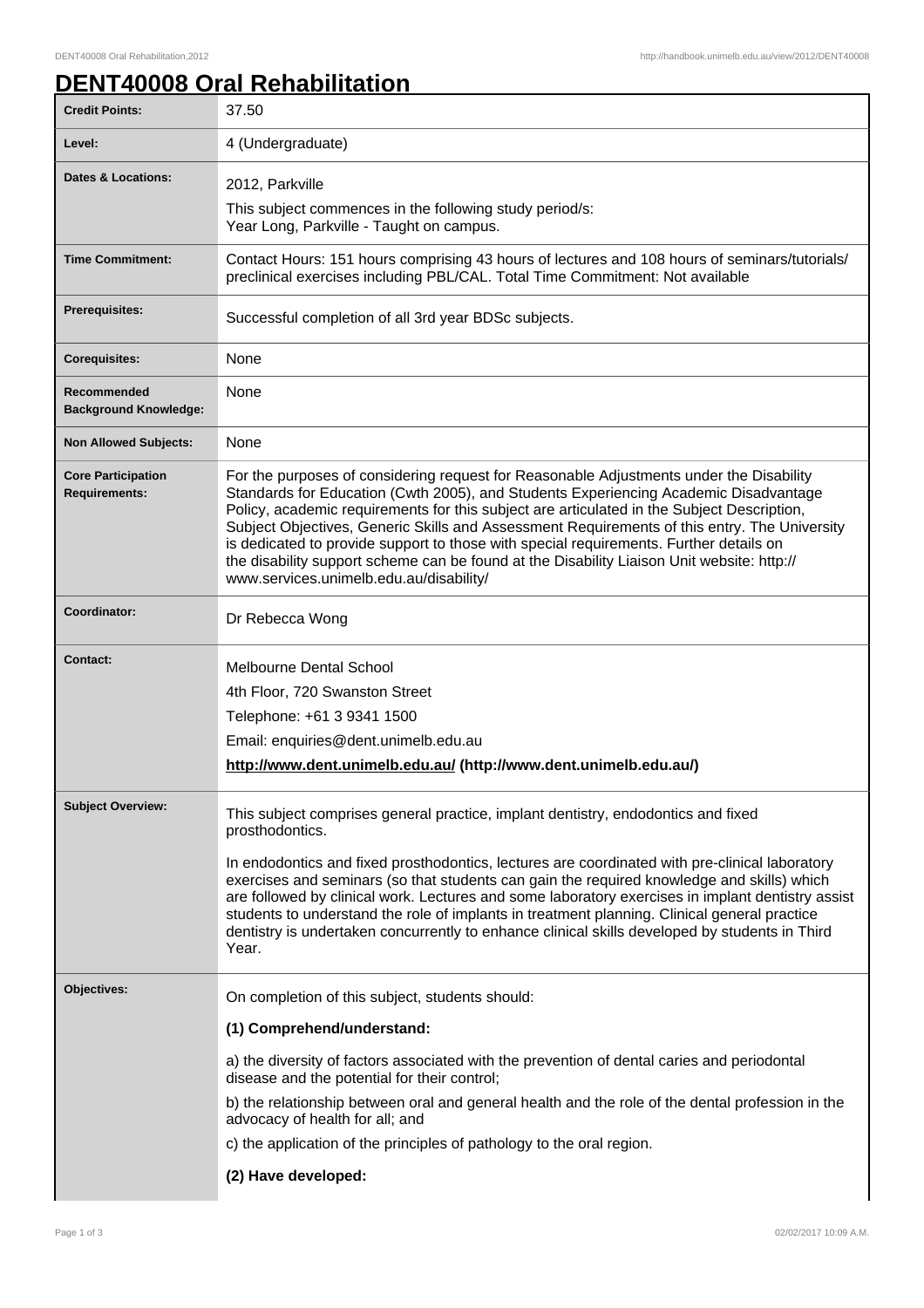# DENT40008 Oral Rehabilitation

| | |
|---|---|
| **Credit Points:** | 37.50 |
| **Level:** | 4 (Undergraduate) |
| **Dates & Locations:** | 2012, Parkville<br>This subject commences in the following study period/s:<br>Year Long, Parkville - Taught on campus. |
| **Time Commitment:** | Contact Hours: 151 hours comprising 43 hours of lectures and 108 hours of seminars/tutorials/ preclinical exercises including PBL/CAL. Total Time Commitment: Not available |
| **Prerequisites:** | Successful completion of all 3rd year BDSc subjects. |
| **Corequisites:** | None |
| **Recommended Background Knowledge:** | None |
| **Non Allowed Subjects:** | None |
| **Core Participation Requirements:** | For the purposes of considering request for Reasonable Adjustments under the Disability Standards for Education (Cwth 2005), and Students Experiencing Academic Disadvantage Policy, academic requirements for this subject are articulated in the Subject Description, Subject Objectives, Generic Skills and Assessment Requirements of this entry. The University is dedicated to provide support to those with special requirements. Further details on the disability support scheme can be found at the Disability Liaison Unit website: http://www.services.unimelb.edu.au/disability/ |
| **Coordinator:** | Dr Rebecca Wong |
| **Contact:** | Melbourne Dental School<br>4th Floor, 720 Swanston Street<br>Telephone: +61 3 9341 1500<br>Email: enquiries@dent.unimelb.edu.au<br>**http://www.dent.unimelb.edu.au/ (http://www.dent.unimelb.edu.au/)** |
| **Subject Overview:** | This subject comprises general practice, implant dentistry, endodontics and fixed prosthodontics.<br><br>In endodontics and fixed prosthodontics, lectures are coordinated with pre-clinical laboratory exercises and seminars (so that students can gain the required knowledge and skills) which are followed by clinical work. Lectures and some laboratory exercises in implant dentistry assist students to understand the role of implants in treatment planning. Clinical general practice dentistry is undertaken concurrently to enhance clinical skills developed by students in Third Year. |
| **Objectives:** | On completion of this subject, students should:<br><br>**(1) Comprehend/understand:**<br><br>a) the diversity of factors associated with the prevention of dental caries and periodontal disease and the potential for their control;<br><br>b) the relationship between oral and general health and the role of the dental profession in the advocacy of health for all; and<br><br>c) the application of the principles of pathology to the oral region.<br><br>**(2) Have developed:** |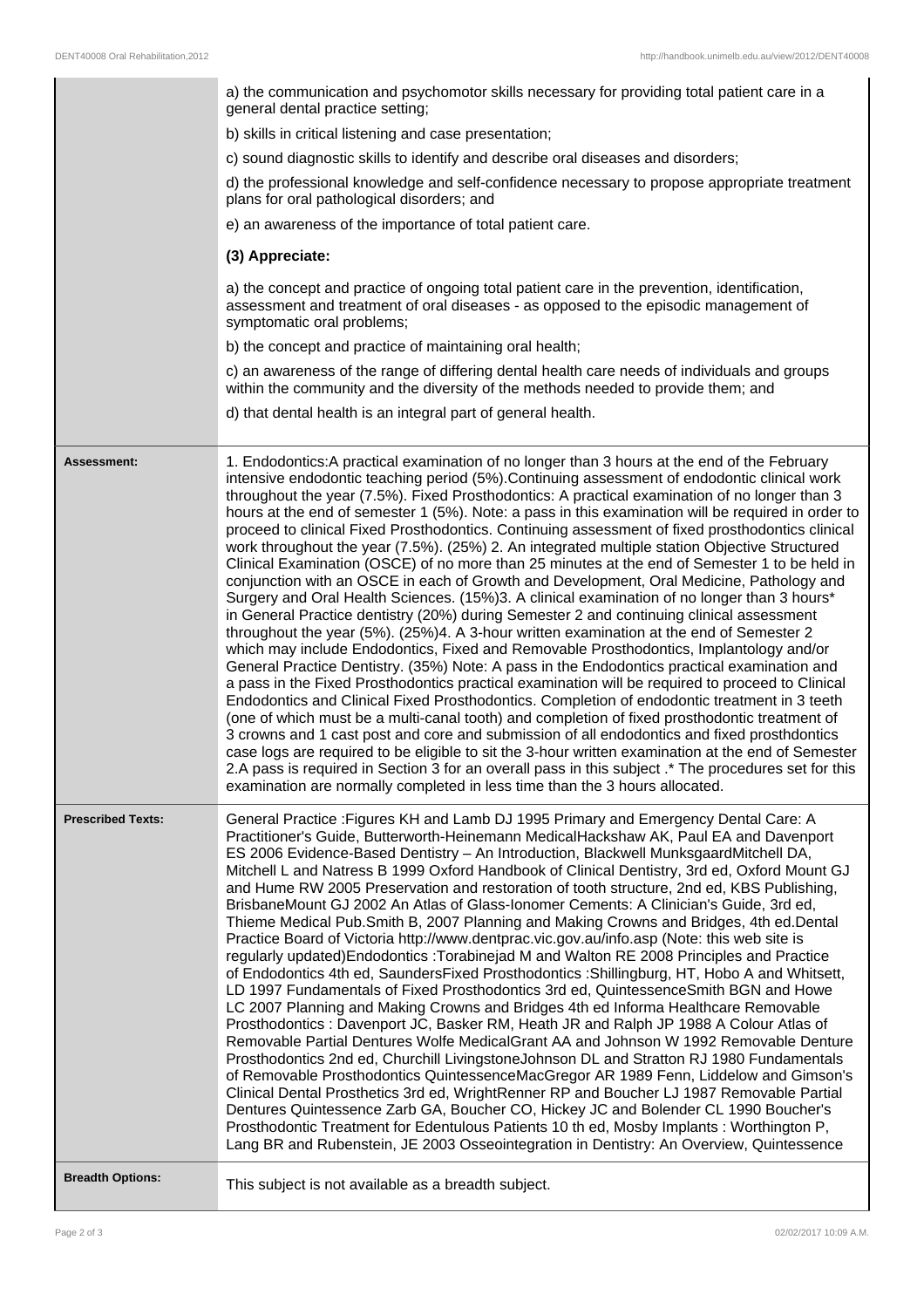| | |
|---|---|
| | a) the communication and psychomotor skills necessary for providing total patient care in a general dental practice setting;<br><br>b) skills in critical listening and case presentation;<br><br>c) sound diagnostic skills to identify and describe oral diseases and disorders;<br><br>d) the professional knowledge and self-confidence necessary to propose appropriate treatment plans for oral pathological disorders; and<br><br>e) an awareness of the importance of total patient care.<br><br>**(3) Appreciate:**<br><br>a) the concept and practice of ongoing total patient care in the prevention, identification, assessment and treatment of oral diseases - as opposed to the episodic management of symptomatic oral problems;<br><br>b) the concept and practice of maintaining oral health;<br><br>c) an awareness of the range of differing dental health care needs of individuals and groups within the community and the diversity of the methods needed to provide them; and<br><br>d) that dental health is an integral part of general health. |
| **Assessment:** | 1. Endodontics:A practical examination of no longer than 3 hours at the end of the February intensive endodontic teaching period (5%).Continuing assessment of endodontic clinical work throughout the year (7.5%). Fixed Prosthodontics: A practical examination of no longer than 3 hours at the end of semester 1 (5%). Note: a pass in this examination will be required in order to proceed to clinical Fixed Prosthodontics. Continuing assessment of fixed prosthodontics clinical work throughout the year (7.5%). (25%) 2. An integrated multiple station Objective Structured Clinical Examination (OSCE) of no more than 25 minutes at the end of Semester 1 to be held in conjunction with an OSCE in each of Growth and Development, Oral Medicine, Pathology and Surgery and Oral Health Sciences. (15%)3. A clinical examination of no longer than 3 hours* in General Practice dentistry (20%) during Semester 2 and continuing clinical assessment throughout the year (5%). (25%)4. A 3-hour written examination at the end of Semester 2 which may include Endodontics, Fixed and Removable Prosthodontics, Implantology and/or General Practice Dentistry. (35%) Note: A pass in the Endodontics practical examination and a pass in the Fixed Prosthodontics practical examination will be required to proceed to Clinical Endodontics and Clinical Fixed Prosthodontics. Completion of endodontic treatment in 3 teeth (one of which must be a multi-canal tooth) and completion of fixed prosthodontic treatment of 3 crowns and 1 cast post and core and submission of all endodontics and fixed prosthdontics case logs are required to be eligible to sit the 3-hour written examination at the end of Semester 2.A pass is required in Section 3 for an overall pass in this subject .* The procedures set for this examination are normally completed in less time than the 3 hours allocated. |
| **Prescribed Texts:** | General Practice :Figures KH and Lamb DJ 1995 Primary and Emergency Dental Care: A Practitioner's Guide, Butterworth-Heinemann MedicalHackshaw AK, Paul EA and Davenport ES 2006 Evidence-Based Dentistry – An Introduction, Blackwell MunksgaardMitchell DA, Mitchell L and Natress B 1999 Oxford Handbook of Clinical Dentistry, 3rd ed, Oxford Mount GJ and Hume RW 2005 Preservation and restoration of tooth structure, 2nd ed, KBS Publishing, BrisbaneMount GJ 2002 An Atlas of Glass-Ionomer Cements: A Clinician's Guide, 3rd ed, Thieme Medical Pub.Smith B, 2007 Planning and Making Crowns and Bridges, 4th ed.Dental Practice Board of Victoria http://www.dentprac.vic.gov.au/info.asp (Note: this web site is regularly updated)Endodontics :Torabinejad M and Walton RE 2008 Principles and Practice of Endodontics 4th ed, SaundersFixed Prosthodontics :Shillingburg, HT, Hobo A and Whitsett, LD 1997 Fundamentals of Fixed Prosthodontics 3rd ed, QuintessenceSmith BGN and Howe LC 2007 Planning and Making Crowns and Bridges 4th ed Informa Healthcare Removable Prosthodontics : Davenport JC, Basker RM, Heath JR and Ralph JP 1988 A Colour Atlas of Removable Partial Dentures Wolfe MedicalGrant AA and Johnson W 1992 Removable Denture Prosthodontics 2nd ed, Churchill LivingstoneJohnson DL and Stratton RJ 1980 Fundamentals of Removable Prosthodontics QuintessenceMacGregor AR 1989 Fenn, Liddelow and Gimson's Clinical Dental Prosthetics 3rd ed, WrightRenner RP and Boucher LJ 1987 Removable Partial Dentures Quintessence Zarb GA, Boucher CO, Hickey JC and Bolender CL 1990 Boucher's Prosthodontic Treatment for Edentulous Patients 10 th ed, Mosby Implants : Worthington P, Lang BR and Rubenstein, JE 2003 Osseointegration in Dentistry: An Overview, Quintessence |
| **Breadth Options:** | This subject is not available as a breadth subject. |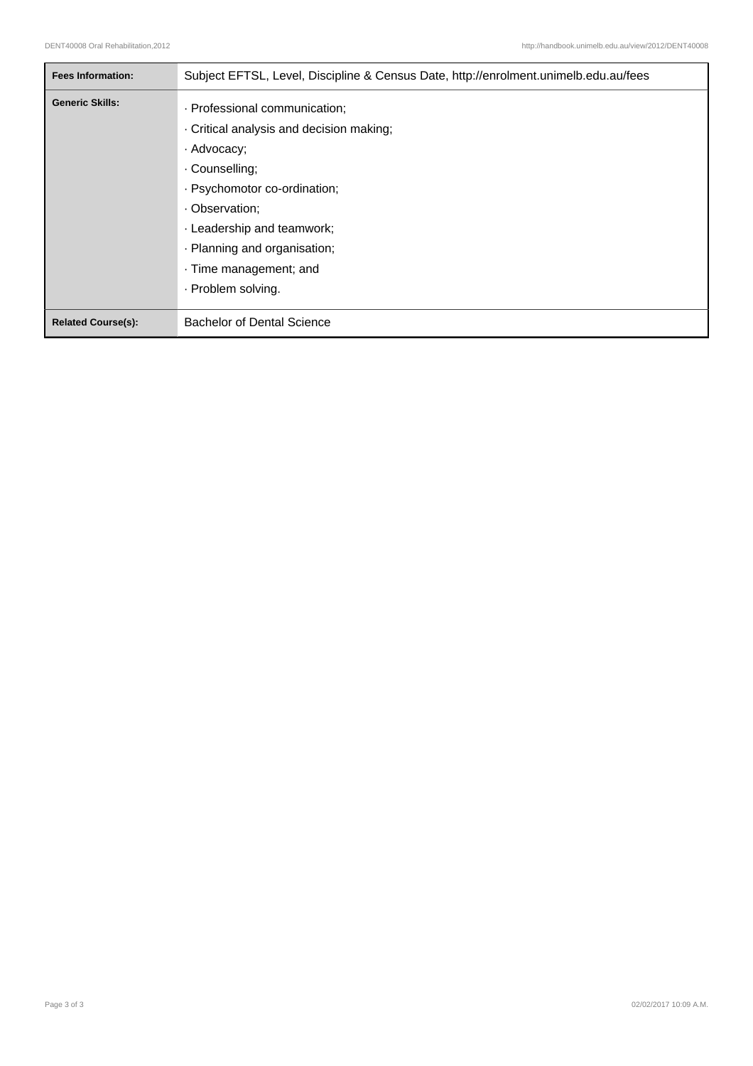| | |
|---|---|
| **Fees Information:** | Subject EFTSL, Level, Discipline & Census Date, http://enrolment.unimelb.edu.au/fees |
| **Generic Skills:** | · Professional communication;<br>· Critical analysis and decision making;<br>· Advocacy;<br>· Counselling;<br>· Psychomotor co-ordination;<br>· Observation;<br>· Leadership and teamwork;<br>· Planning and organisation;<br>· Time management; and<br>· Problem solving. |
| **Related Course(s):** | Bachelor of Dental Science |